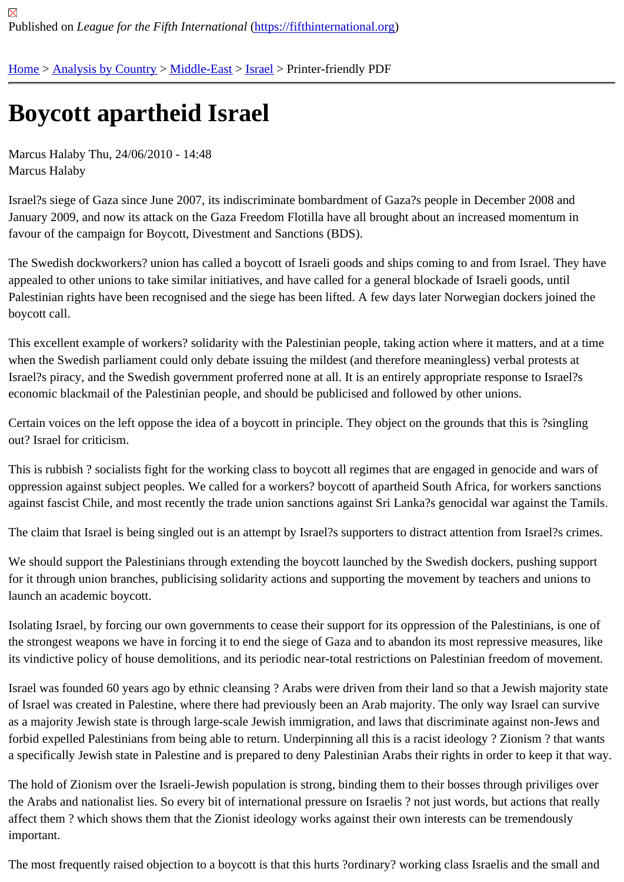Published on *League for the Fifth International* (https://fifthinternational.org)

Home > Analysis by Country > Middle-East > Israel > Printer-friendly PDF

# Boycott apartheid Israel

Marcus Halaby Thu, 24/06/2010 - 14:48
Marcus Halaby

Israel?s siege of Gaza since June 2007, its indiscriminate bombardment of Gaza?s people in December 2008 and January 2009, and now its attack on the Gaza Freedom Flotilla have all brought about an increased momentum in favour of the campaign for Boycott, Divestment and Sanctions (BDS).

The Swedish dockworkers? union has called a boycott of Israeli goods and ships coming to and from Israel. They have appealed to other unions to take similar initiatives, and have called for a general blockade of Israeli goods, until Palestinian rights have been recognised and the siege has been lifted. A few days later Norwegian dockers joined the boycott call.

This excellent example of workers? solidarity with the Palestinian people, taking action where it matters, and at a time when the Swedish parliament could only debate issuing the mildest (and therefore meaningless) verbal protests at Israel?s piracy, and the Swedish government proferred none at all. It is an entirely appropriate response to Israel?s economic blackmail of the Palestinian people, and should be publicised and followed by other unions.

Certain voices on the left oppose the idea of a boycott in principle. They object on the grounds that this is ?singling out? Israel for criticism.

This is rubbish ? socialists fight for the working class to boycott all regimes that are engaged in genocide and wars of oppression against subject peoples. We called for a workers? boycott of apartheid South Africa, for workers sanctions against fascist Chile, and most recently the trade union sanctions against Sri Lanka?s genocidal war against the Tamils.

The claim that Israel is being singled out is an attempt by Israel?s supporters to distract attention from Israel?s crimes.

We should support the Palestinians through extending the boycott launched by the Swedish dockers, pushing support for it through union branches, publicising solidarity actions and supporting the movement by teachers and unions to launch an academic boycott.

Isolating Israel, by forcing our own governments to cease their support for its oppression of the Palestinians, is one of the strongest weapons we have in forcing it to end the siege of Gaza and to abandon its most repressive measures, like its vindictive policy of house demolitions, and its periodic near-total restrictions on Palestinian freedom of movement.

Israel was founded 60 years ago by ethnic cleansing ? Arabs were driven from their land so that a Jewish majority state of Israel was created in Palestine, where there had previously been an Arab majority. The only way Israel can survive as a majority Jewish state is through large-scale Jewish immigration, and laws that discriminate against non-Jews and forbid expelled Palestinians from being able to return. Underpinning all this is a racist ideology ? Zionism ? that wants a specifically Jewish state in Palestine and is prepared to deny Palestinian Arabs their rights in order to keep it that way.

The hold of Zionism over the Israeli-Jewish population is strong, binding them to their bosses through priviliges over the Arabs and nationalist lies. So every bit of international pressure on Israelis ? not just words, but actions that really affect them ? which shows them that the Zionist ideology works against their own interests can be tremendously important.

The most frequently raised objection to a boycott is that this hurts ?ordinary? working class Israelis and the small and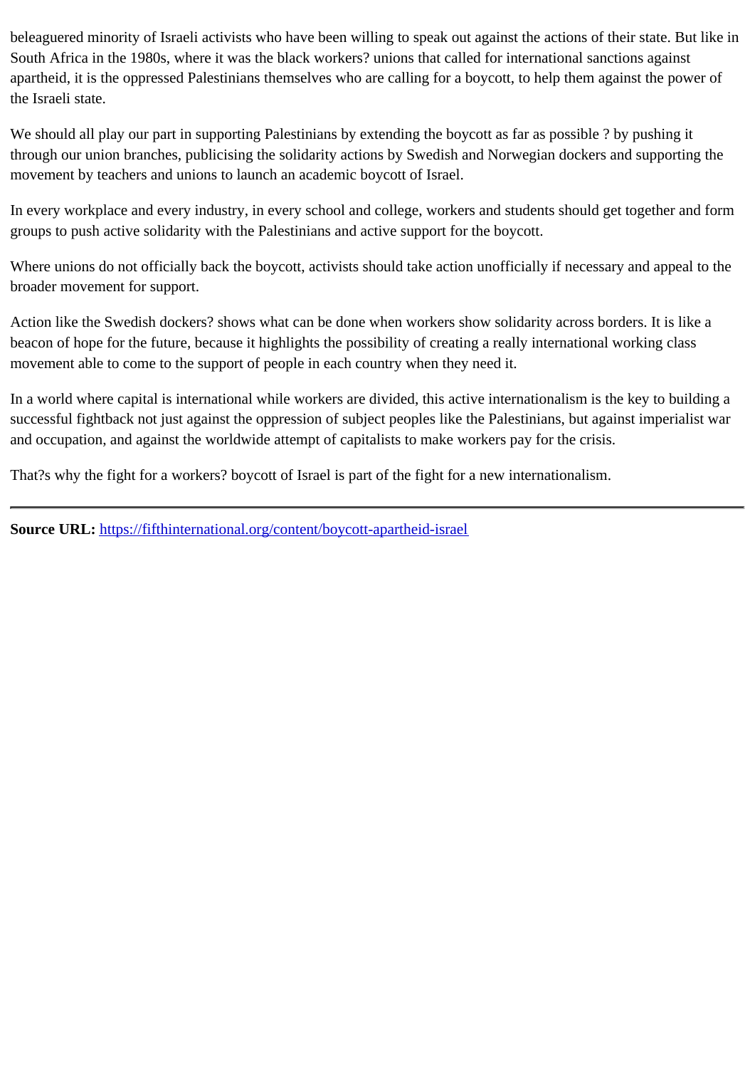beleaguered minority of Israeli activists who have been willing to speak out against the actions of their state. But like in South Africa in the 1980s, where it was the black workers? unions that called for international sanctions against apartheid, it is the oppressed Palestinians themselves who are calling for a boycott, to help them against the power of the Israeli state.

We should all play our part in supporting Palestinians by extending the boycott as far as possible ? by pushing it through our union branches, publicising the solidarity actions by Swedish and Norwegian dockers and supporting the movement by teachers and unions to launch an academic boycott of Israel.

In every workplace and every industry, in every school and college, workers and students should get together and form groups to push active solidarity with the Palestinians and active support for the boycott.

Where unions do not officially back the boycott, activists should take action unofficially if necessary and appeal to the broader movement for support.

Action like the Swedish dockers? shows what can be done when workers show solidarity across borders. It is like a beacon of hope for the future, because it highlights the possibility of creating a really international working class movement able to come to the support of people in each country when they need it.

In a world where capital is international while workers are divided, this active internationalism is the key to building a successful fightback not just against the oppression of subject peoples like the Palestinians, but against imperialist war and occupation, and against the worldwide attempt of capitalists to make workers pay for the crisis.

That?s why the fight for a workers? boycott of Israel is part of the fight for a new internationalism.

---

**Source URL:** https://fifthinternational.org/content/boycott-apartheid-israel